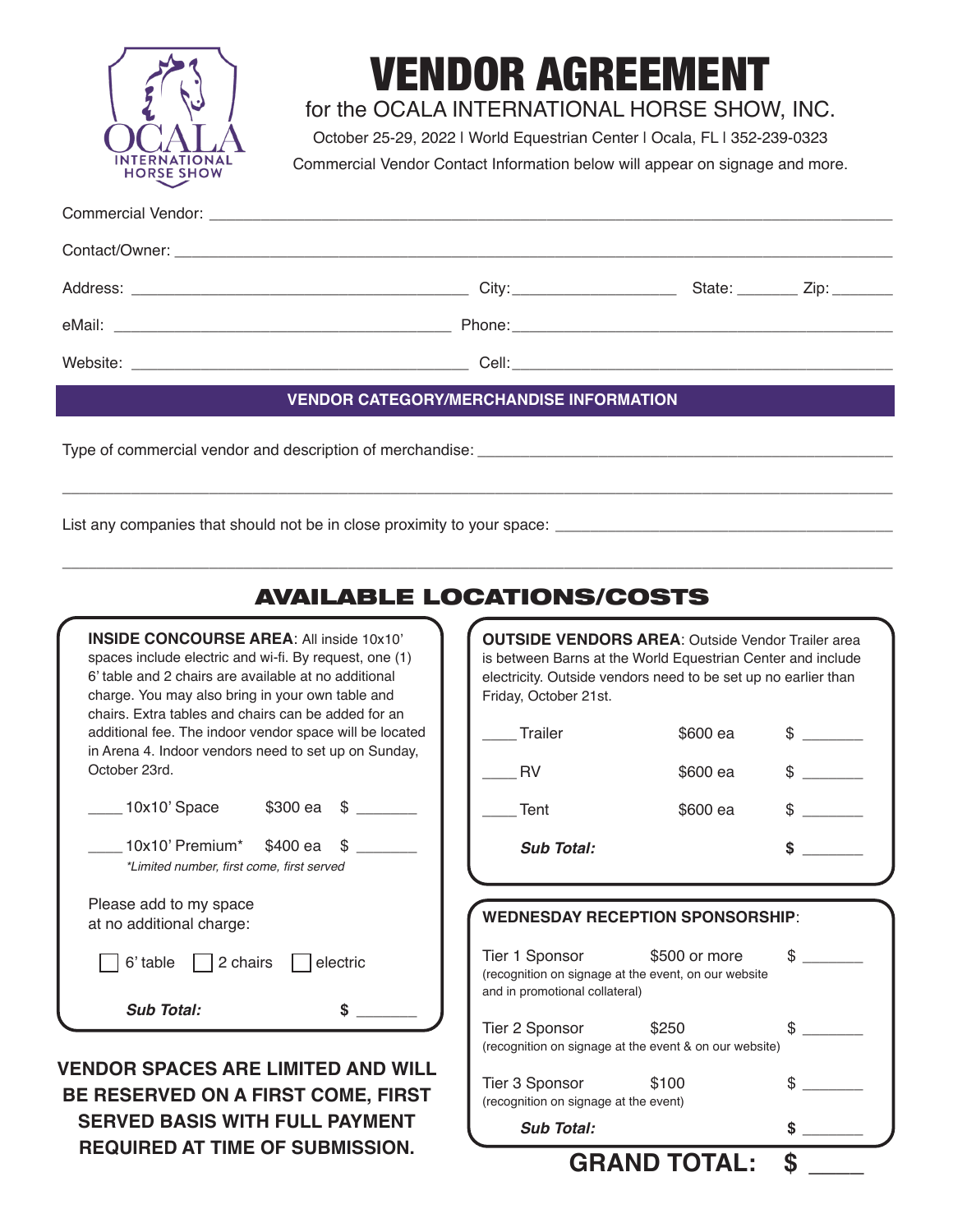# VENDOR AGREEMENT

for the OCALA INTERNATIONAL HORSE SHOW, INC.

October 25-29, 2022 | World Equestrian Center | Ocala, FL | 352-239-0323

Commercial Vendor Contact Information below will appear on signage and more.

Commercial Vendor: ______________________________________________

Contact/Owner: ______________________________________________

Address: ______________________________ City: ______________ State: ______ Zip: ______

eMail: ______________________________ Phone: ______________________________

Website: ______________________________ Cell: ______________________________

## VENDOR CATEGORY/MERCHANDISE INFORMATION

Type of commercial vendor and description of merchandise: ______________________________

______________________________________________________________________

List any companies that should not be in close proximity to your space: ______________________________

______________________________________________________________________

## AVAILABLE LOCATIONS/COSTS

**INSIDE CONCOURSE AREA**: All inside 10x10' spaces include electric and wi-fi. By request, one (1) 6' table and 2 chairs are available at no additional charge. You may also bring in your own table and chairs. Extra tables and chairs can be added for an additional fee. The indoor vendor space will be located in Arena 4. Indoor vendors need to set up on Sunday, October 23rd.

| | Item | Cost | Amount |
|---|---|---|---|
| ____ | 10x10' Space | $300 ea | $ _______ |
| ____ | 10x10' Premium* | $400 ea | $ _______ |

*Limited number, first come, first served*

Please add to my space at no additional charge:

☐ 6' table ☐ 2 chairs ☐ electric

***Sub Total:*** **$** _______

**OUTSIDE VENDORS AREA**: Outside Vendor Trailer area is between Barns at the World Equestrian Center and include electricity. Outside vendors need to be set up no earlier than Friday, October 21st.

| | Item | Cost | Amount |
|---|---|---|---|
| ____ | Trailer | $600 ea | $ _______ |
| ____ | RV | $600 ea | $ _______ |
| ____ | Tent | $600 ea | $ _______ |
| | ***Sub Total:*** | | **$** _______ |

**WEDNESDAY RECEPTION SPONSORSHIP**:

| Tier | Cost | Amount |
|---|---|---|
| Tier 1 Sponsor (recognition on signage at the event, on our website and in promotional collateral) | $500 or more | $ _______ |
| Tier 2 Sponsor (recognition on signage at the event & on our website) | $250 | $ _______ |
| Tier 3 Sponsor (recognition on signage at the event) | $100 | $ _______ |
| ***Sub Total:*** | | **$** _______ |

**VENDOR SPACES ARE LIMITED AND WILL BE RESERVED ON A FIRST COME, FIRST SERVED BASIS WITH FULL PAYMENT REQUIRED AT TIME OF SUBMISSION.**

**GRAND TOTAL: $** ____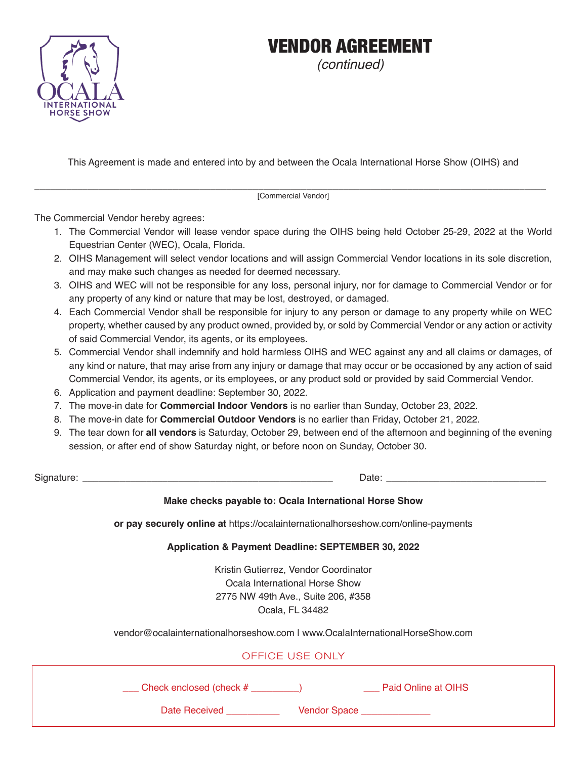OCALA INTERNATIONAL HORSE SHOW

# VENDOR AGREEMENT

*(continued)*

This Agreement is made and entered into by and between the Ocala International Horse Show (OIHS) and

\_\_\_\_\_\_\_\_\_\_\_\_\_\_\_\_\_\_\_\_\_\_\_\_\_\_\_\_\_\_\_\_\_\_\_\_\_\_\_\_\_\_\_\_\_\_\_\_\_\_\_\_\_\_\_\_\_\_\_\_\_\_\_\_\_\_\_\_\_\_\_\_\_\_\_\_\_\_\_\_\_\_\_\_\_\_\_\_

[Commercial Vendor]

The Commercial Vendor hereby agrees:

1. The Commercial Vendor will lease vendor space during the OIHS being held October 25-29, 2022 at the World Equestrian Center (WEC), Ocala, Florida.
2. OIHS Management will select vendor locations and will assign Commercial Vendor locations in its sole discretion, and may make such changes as needed for deemed necessary.
3. OIHS and WEC will not be responsible for any loss, personal injury, nor for damage to Commercial Vendor or for any property of any kind or nature that may be lost, destroyed, or damaged.
4. Each Commercial Vendor shall be responsible for injury to any person or damage to any property while on WEC property, whether caused by any product owned, provided by, or sold by Commercial Vendor or any action or activity of said Commercial Vendor, its agents, or its employees.
5. Commercial Vendor shall indemnify and hold harmless OIHS and WEC against any and all claims or damages, of any kind or nature, that may arise from any injury or damage that may occur or be occasioned by any action of said Commercial Vendor, its agents, or its employees, or any product sold or provided by said Commercial Vendor.
6. Application and payment deadline: September 30, 2022.
7. The move-in date for **Commercial Indoor Vendors** is no earlier than Sunday, October 23, 2022.
8. The move-in date for **Commercial Outdoor Vendors** is no earlier than Friday, October 21, 2022.
9. The tear down for **all vendors** is Saturday, October 29, between end of the afternoon and beginning of the evening session, or after end of show Saturday night, or before noon on Sunday, October 30.

Signature: \_\_\_\_\_\_\_\_\_\_\_\_\_\_\_\_\_\_\_\_\_\_\_\_\_\_\_\_\_\_\_\_\_\_\_\_\_\_\_\_\_\_\_\_ Date: \_\_\_\_\_\_\_\_\_\_\_\_\_\_\_\_\_\_\_\_\_\_\_\_\_\_\_\_\_\_

**Make checks payable to: Ocala International Horse Show**

**or pay securely online at** https://ocalainternationalhorseshow.com/online-payments

**Application & Payment Deadline: SEPTEMBER 30, 2022**

Kristin Gutierrez, Vendor Coordinator
Ocala International Horse Show
2775 NW 49th Ave., Suite 206, #358
Ocala, FL 34482

vendor@ocalainternationalhorseshow.com | www.OcalaInternationalHorseShow.com

OFFICE USE ONLY

\_\_\_ Check enclosed (check # \_\_\_\_\_\_\_\_\_) \_\_\_ Paid Online at OIHS

Date Received \_\_\_\_\_\_\_\_\_\_ Vendor Space \_\_\_\_\_\_\_\_\_\_\_\_\_